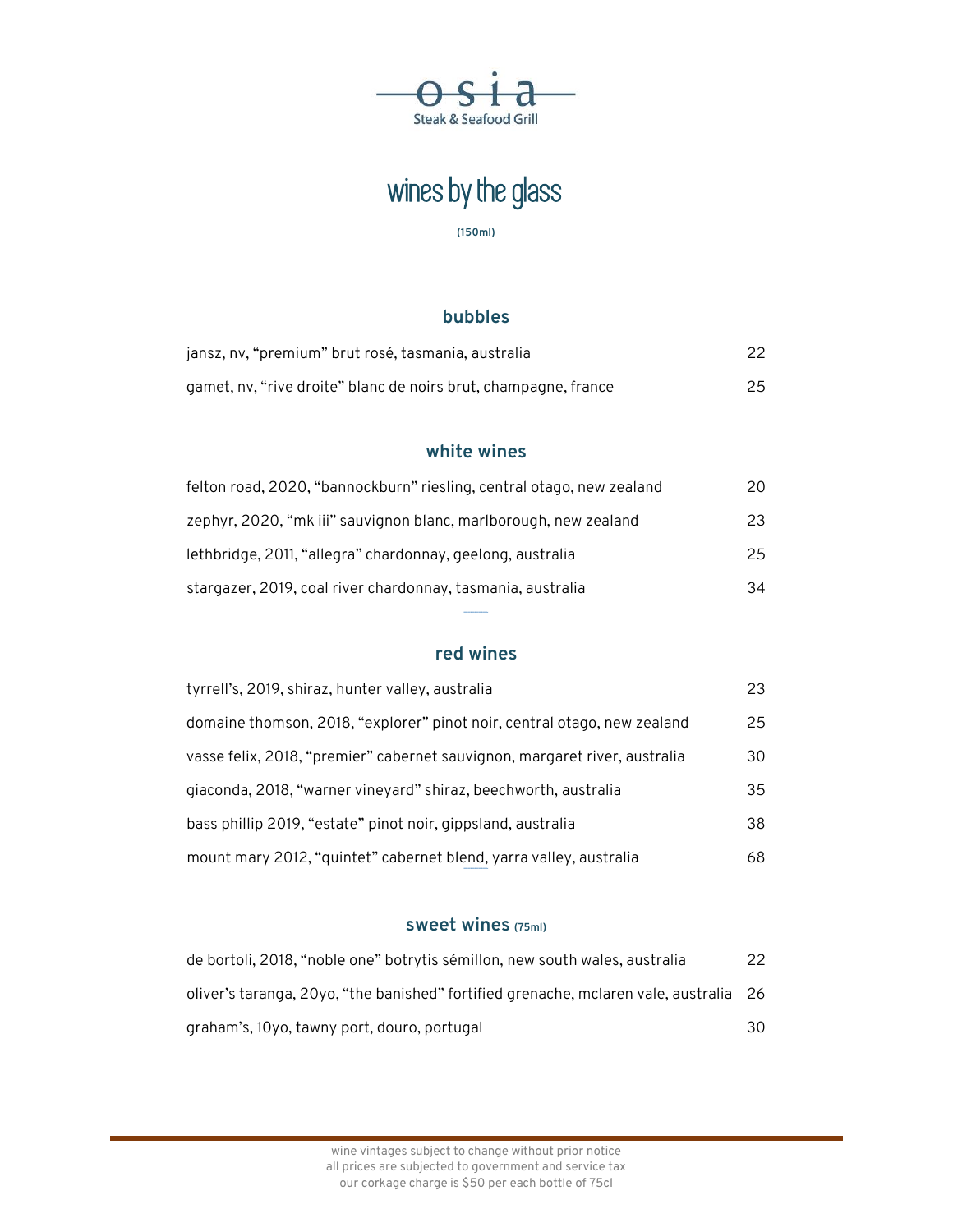# osia

Steak & Seafood Grill

## wines by the glass

**(150ml)**

### bubbles

| | |
|---|---|
| jansz, nv, "premium" brut rosé, tasmania, australia | 22 |
| gamet, nv, "rive droite" blanc de noirs brut, champagne, france | 25 |

### white wines

| | |
|---|---|
| felton road, 2020, "bannockburn" riesling, central otago, new zealand | 20 |
| zephyr, 2020, "mk iii" sauvignon blanc, marlborough, new zealand | 23 |
| lethbridge, 2011, "allegra" chardonnay, geelong, australia | 25 |
| stargazer, 2019, coal river chardonnay, tasmania, australia | 34 |

### red wines

| | |
|---|---|
| tyrrell's, 2019, shiraz, hunter valley, australia | 23 |
| domaine thomson, 2018, "explorer" pinot noir, central otago, new zealand | 25 |
| vasse felix, 2018, "premier" cabernet sauvignon, margaret river, australia | 30 |
| giaconda, 2018, "warner vineyard" shiraz, beechworth, australia | 35 |
| bass phillip 2019, "estate" pinot noir, gippsland, australia | 38 |
| mount mary 2012, "quintet" cabernet blend, yarra valley, australia | 68 |

### sweet wines (75ml)

| | |
|---|---|
| de bortoli, 2018, "noble one" botrytis sémillon, new south wales, australia | 22 |
| oliver's taranga, 20yo, "the banished" fortified grenache, mclaren vale, australia | 26 |
| graham's, 10yo, tawny port, douro, portugal | 30 |

wine vintages subject to change without prior notice
all prices are subjected to government and service tax
our corkage charge is $50 per each bottle of 75cl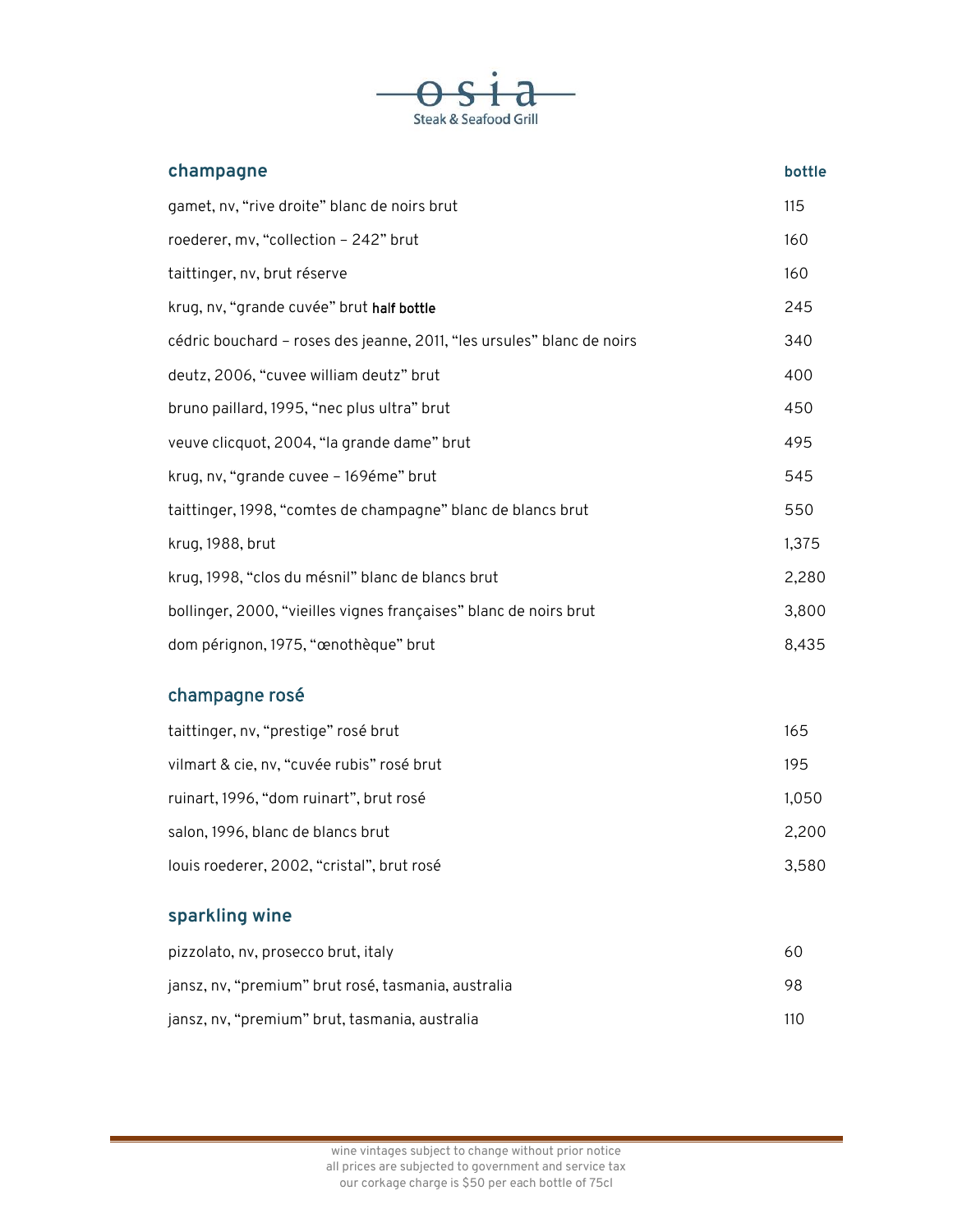# osia
Steak & Seafood Grill

| champagne | bottle |
|---|---|
| gamet, nv, “rive droite” blanc de noirs brut | 115 |
| roederer, mv, “collection – 242” brut | 160 |
| taittinger, nv, brut réserve | 160 |
| krug, nv, “grande cuvée” brut **half bottle** | 245 |
| cédric bouchard – roses des jeanne, 2011, “les ursules” blanc de noirs | 340 |
| deutz, 2006, “cuvee william deutz” brut | 400 |
| bruno paillard, 1995, “nec plus ultra” brut | 450 |
| veuve clicquot, 2004, “la grande dame” brut | 495 |
| krug, nv, “grande cuvee – 169éme” brut | 545 |
| taittinger, 1998, “comtes de champagne” blanc de blancs brut | 550 |
| krug, 1988, brut | 1,375 |
| krug, 1998, “clos du mésnil” blanc de blancs brut | 2,280 |
| bollinger, 2000, “vieilles vignes françaises” blanc de noirs brut | 3,800 |
| dom pérignon, 1975, “œnothèque” brut | 8,435 |

## champagne rosé

| | |
|---|---|
| taittinger, nv, “prestige” rosé brut | 165 |
| vilmart & cie, nv, “cuvée rubis” rosé brut | 195 |
| ruinart, 1996, “dom ruinart”, brut rosé | 1,050 |
| salon, 1996, blanc de blancs brut | 2,200 |
| louis roederer, 2002, “cristal”, brut rosé | 3,580 |

## sparkling wine

| | |
|---|---|
| pizzolato, nv, prosecco brut, italy | 60 |
| jansz, nv, “premium” brut rosé, tasmania, australia | 98 |
| jansz, nv, “premium” brut, tasmania, australia | 110 |

wine vintages subject to change without prior notice
all prices are subjected to government and service tax
our corkage charge is $50 per each bottle of 75cl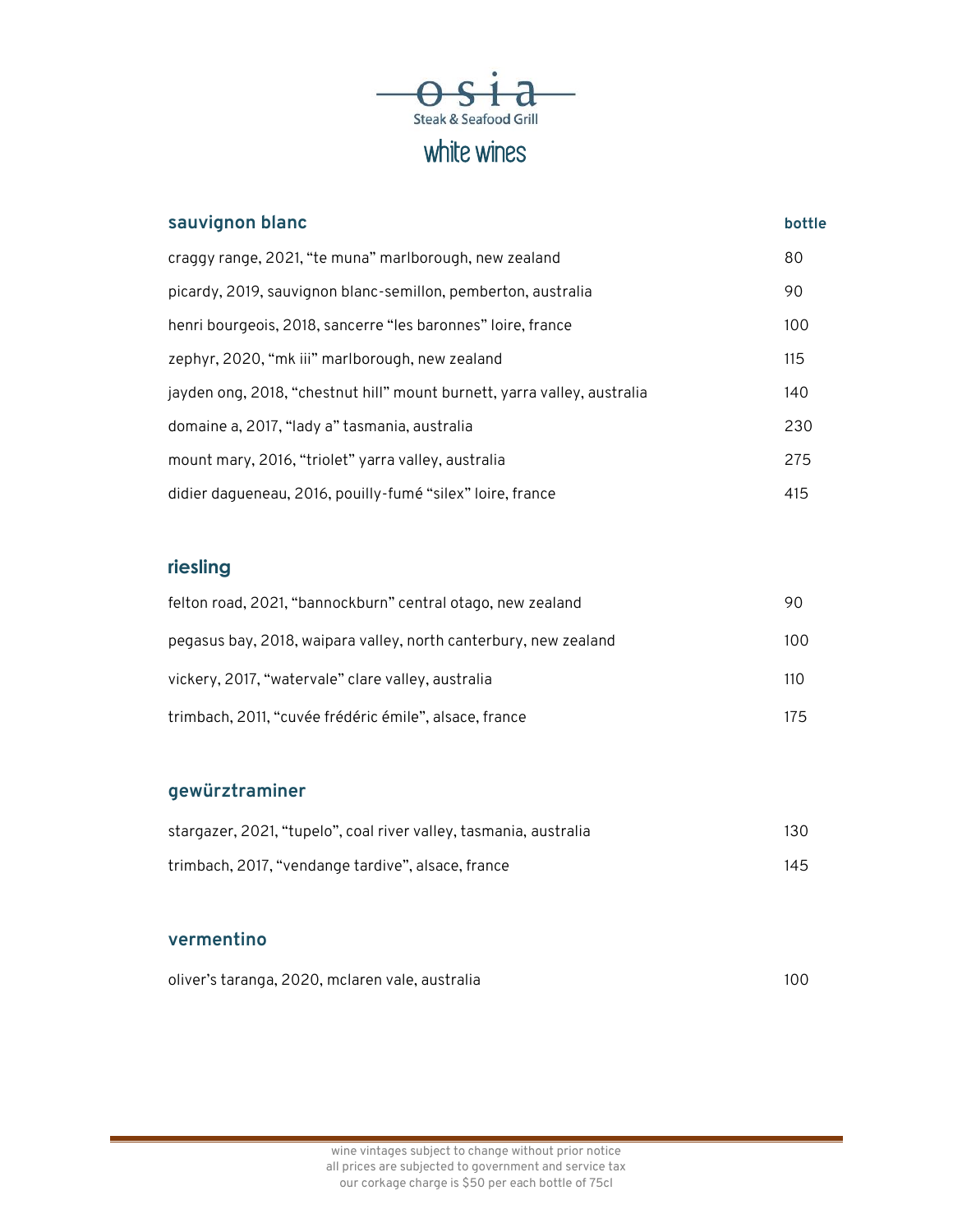# osia

Steak & Seafood Grill

## white wines

| sauvignon blanc | bottle |
| --- | --- |
| craggy range, 2021, "te muna" marlborough, new zealand | 80 |
| picardy, 2019, sauvignon blanc-semillon, pemberton, australia | 90 |
| henri bourgeois, 2018, sancerre "les baronnes" loire, france | 100 |
| zephyr, 2020, "mk iii" marlborough, new zealand | 115 |
| jayden ong, 2018, "chestnut hill" mount burnett, yarra valley, australia | 140 |
| domaine a, 2017, "lady a" tasmania, australia | 230 |
| mount mary, 2016, "triolet" yarra valley, australia | 275 |
| didier dagueneau, 2016, pouilly-fumé "silex" loire, france | 415 |

### riesling

| | |
| --- | --- |
| felton road, 2021, "bannockburn" central otago, new zealand | 90 |
| pegasus bay, 2018, waipara valley, north canterbury, new zealand | 100 |
| vickery, 2017, "watervale" clare valley, australia | 110 |
| trimbach, 2011, "cuvée frédéric émile", alsace, france | 175 |

### gewürztraminer

| | |
| --- | --- |
| stargazer, 2021, "tupelo", coal river valley, tasmania, australia | 130 |
| trimbach, 2017, "vendange tardive", alsace, france | 145 |

### vermentino

| | |
| --- | --- |
| oliver's taranga, 2020, mclaren vale, australia | 100 |

wine vintages subject to change without prior notice
all prices are subjected to government and service tax
our corkage charge is $50 per each bottle of 75cl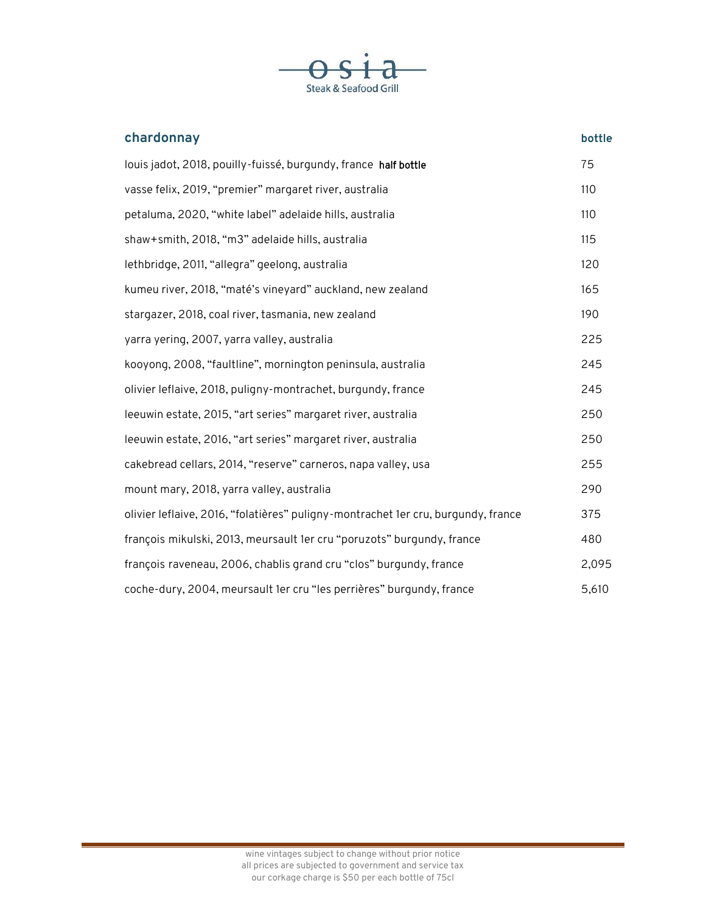osia

Steak & Seafood Grill

| chardonnay | bottle |
| --- | --- |
| louis jadot, 2018, pouilly-fuissé, burgundy, france **half bottle** | 75 |
| vasse felix, 2019, “premier” margaret river, australia | 110 |
| petaluma, 2020, “white label” adelaide hills, australia | 110 |
| shaw+smith, 2018, “m3” adelaide hills, australia | 115 |
| lethbridge, 2011, “allegra” geelong, australia | 120 |
| kumeu river, 2018, “maté’s vineyard” auckland, new zealand | 165 |
| stargazer, 2018, coal river, tasmania, new zealand | 190 |
| yarra yering, 2007, yarra valley, australia | 225 |
| kooyong, 2008, “faultline”, mornington peninsula, australia | 245 |
| olivier leflaive, 2018, puligny-montrachet, burgundy, france | 245 |
| leeuwin estate, 2015, “art series” margaret river, australia | 250 |
| leeuwin estate, 2016, “art series” margaret river, australia | 250 |
| cakebread cellars, 2014, “reserve” carneros, napa valley, usa | 255 |
| mount mary, 2018, yarra valley, australia | 290 |
| olivier leflaive, 2016, “folatières” puligny-montrachet 1er cru, burgundy, france | 375 |
| françois mikulski, 2013, meursault 1er cru “poruzots” burgundy, france | 480 |
| françois raveneau, 2006, chablis grand cru “clos” burgundy, france | 2,095 |
| coche-dury, 2004, meursault 1er cru “les perrières” burgundy, france | 5,610 |

wine vintages subject to change without prior notice
all prices are subjected to government and service tax
our corkage charge is $50 per each bottle of 75cl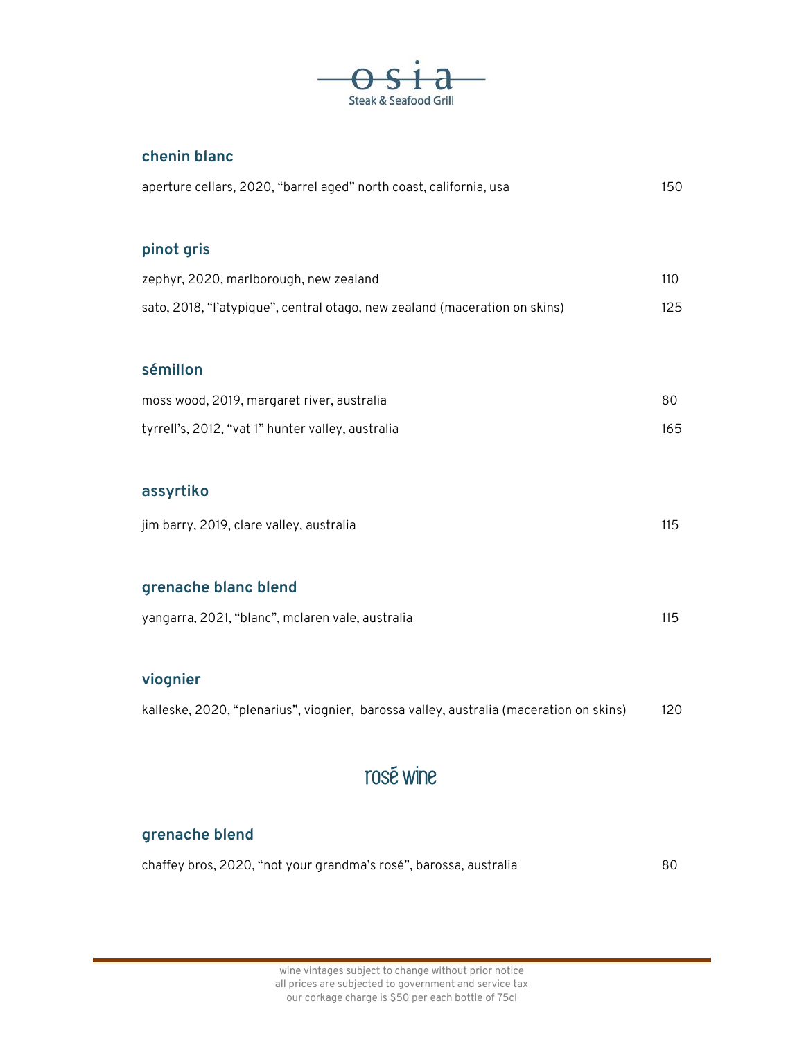# osia

Steak & Seafood Grill

### chenin blanc

aperture cellars, 2020, "barrel aged" north coast, california, usa — 150

### pinot gris

zephyr, 2020, marlborough, new zealand — 110

sato, 2018, "l'atypique", central otago, new zealand (maceration on skins) — 125

### sémillon

moss wood, 2019, margaret river, australia — 80

tyrrell's, 2012, "vat 1" hunter valley, australia — 165

### assyrtiko

jim barry, 2019, clare valley, australia — 115

### grenache blanc blend

yangarra, 2021, "blanc", mclaren vale, australia — 115

### viognier

kalleske, 2020, "plenarius", viognier, barossa valley, australia (maceration on skins) — 120

## rosé wine

### grenache blend

chaffey bros, 2020, "not your grandma's rosé", barossa, australia — 80

wine vintages subject to change without prior notice
all prices are subjected to government and service tax
our corkage charge is $50 per each bottle of 75cl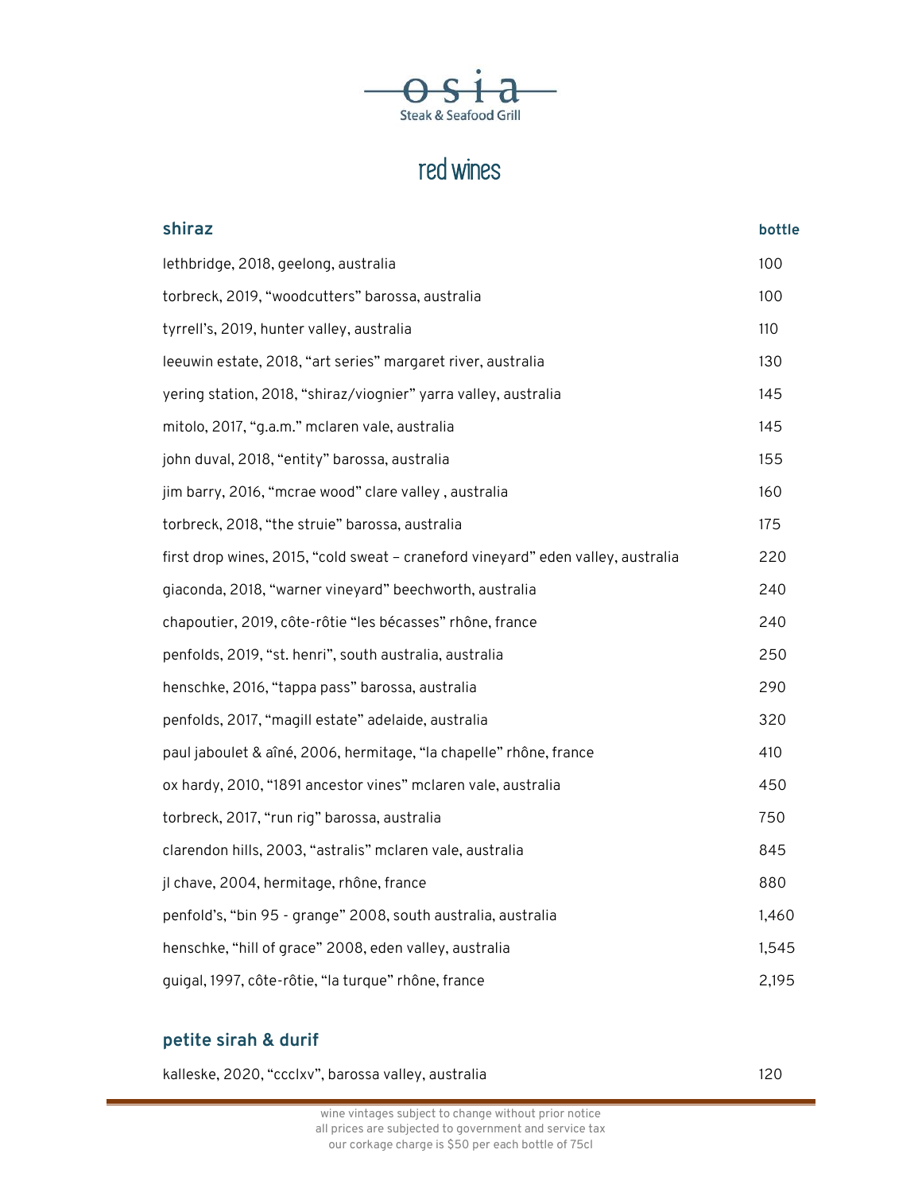# osia

Steak & Seafood Grill

## red wines

| shiraz | bottle |
|---|---|
| lethbridge, 2018, geelong, australia | 100 |
| torbreck, 2019, “woodcutters” barossa, australia | 100 |
| tyrrell’s, 2019, hunter valley, australia | 110 |
| leeuwin estate, 2018, “art series” margaret river, australia | 130 |
| yering station, 2018, “shiraz/viognier” yarra valley, australia | 145 |
| mitolo, 2017, “g.a.m.” mclaren vale, australia | 145 |
| john duval, 2018, “entity” barossa, australia | 155 |
| jim barry, 2016, “mcrae wood” clare valley , australia | 160 |
| torbreck, 2018, “the struie” barossa, australia | 175 |
| first drop wines, 2015, “cold sweat – craneford vineyard” eden valley, australia | 220 |
| giaconda, 2018, “warner vineyard” beechworth, australia | 240 |
| chapoutier, 2019, côte-rôtie “les bécasses” rhône, france | 240 |
| penfolds, 2019, “st. henri”, south australia, australia | 250 |
| henschke, 2016, “tappa pass” barossa, australia | 290 |
| penfolds, 2017, “magill estate” adelaide, australia | 320 |
| paul jaboulet & aîné, 2006, hermitage, “la chapelle” rhône, france | 410 |
| ox hardy, 2010, “1891 ancestor vines” mclaren vale, australia | 450 |
| torbreck, 2017, “run rig” barossa, australia | 750 |
| clarendon hills, 2003, “astralis” mclaren vale, australia | 845 |
| jl chave, 2004, hermitage, rhône, france | 880 |
| penfold’s, “bin 95 - grange” 2008, south australia, australia | 1,460 |
| henschke, “hill of grace” 2008, eden valley, australia | 1,545 |
| guigal, 1997, côte-rôtie, “la turque” rhône, france | 2,195 |

### petite sirah & durif

| | |
|---|---|
| kalleske, 2020, “ccclxv”, barossa valley, australia | 120 |

wine vintages subject to change without prior notice
all prices are subjected to government and service tax
our corkage charge is $50 per each bottle of 75cl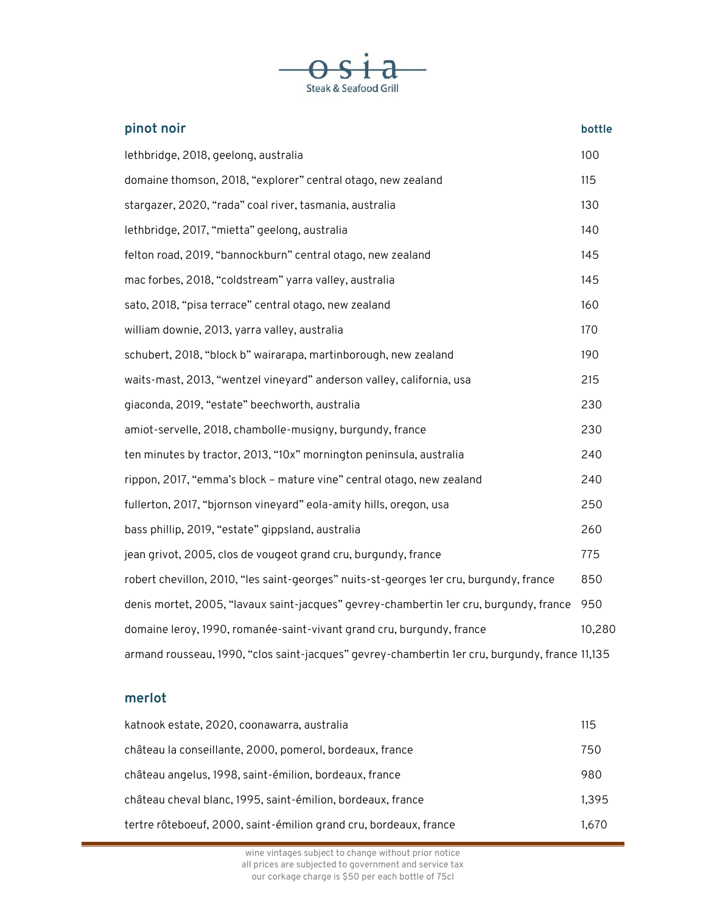osia

Steak & Seafood Grill

| pinot noir | bottle |
| --- | --- |
| lethbridge, 2018, geelong, australia | 100 |
| domaine thomson, 2018, “explorer” central otago, new zealand | 115 |
| stargazer, 2020, “rada” coal river, tasmania, australia | 130 |
| lethbridge, 2017, “mietta” geelong, australia | 140 |
| felton road, 2019, “bannockburn” central otago, new zealand | 145 |
| mac forbes, 2018, “coldstream” yarra valley, australia | 145 |
| sato, 2018, “pisa terrace” central otago, new zealand | 160 |
| william downie, 2013, yarra valley, australia | 170 |
| schubert, 2018, “block b” wairarapa, martinborough, new zealand | 190 |
| waits-mast, 2013, “wentzel vineyard” anderson valley, california, usa | 215 |
| giaconda, 2019, “estate” beechworth, australia | 230 |
| amiot-servelle, 2018, chambolle-musigny, burgundy, france | 230 |
| ten minutes by tractor, 2013, “10x” mornington peninsula, australia | 240 |
| rippon, 2017, “emma’s block – mature vine” central otago, new zealand | 240 |
| fullerton, 2017, “bjornson vineyard” eola-amity hills, oregon, usa | 250 |
| bass phillip, 2019, “estate” gippsland, australia | 260 |
| jean grivot, 2005, clos de vougeot grand cru, burgundy, france | 775 |
| robert chevillon, 2010, “les saint-georges” nuits-st-georges 1er cru, burgundy, france | 850 |
| denis mortet, 2005, “lavaux saint-jacques” gevrey-chambertin 1er cru, burgundy, france | 950 |
| domaine leroy, 1990, romanée-saint-vivant grand cru, burgundy, france | 10,280 |
| armand rousseau, 1990, “clos saint-jacques” gevrey-chambertin 1er cru, burgundy, france | 11,135 |

| merlot | |
| --- | --- |
| katnook estate, 2020, coonawarra, australia | 115 |
| château la conseillante, 2000, pomerol, bordeaux, france | 750 |
| château angelus, 1998, saint-émilion, bordeaux, france | 980 |
| château cheval blanc, 1995, saint-émilion, bordeaux, france | 1,395 |
| tertre rôteboeuf, 2000, saint-émilion grand cru, bordeaux, france | 1,670 |

wine vintages subject to change without prior notice
all prices are subjected to government and service tax
our corkage charge is $50 per each bottle of 75cl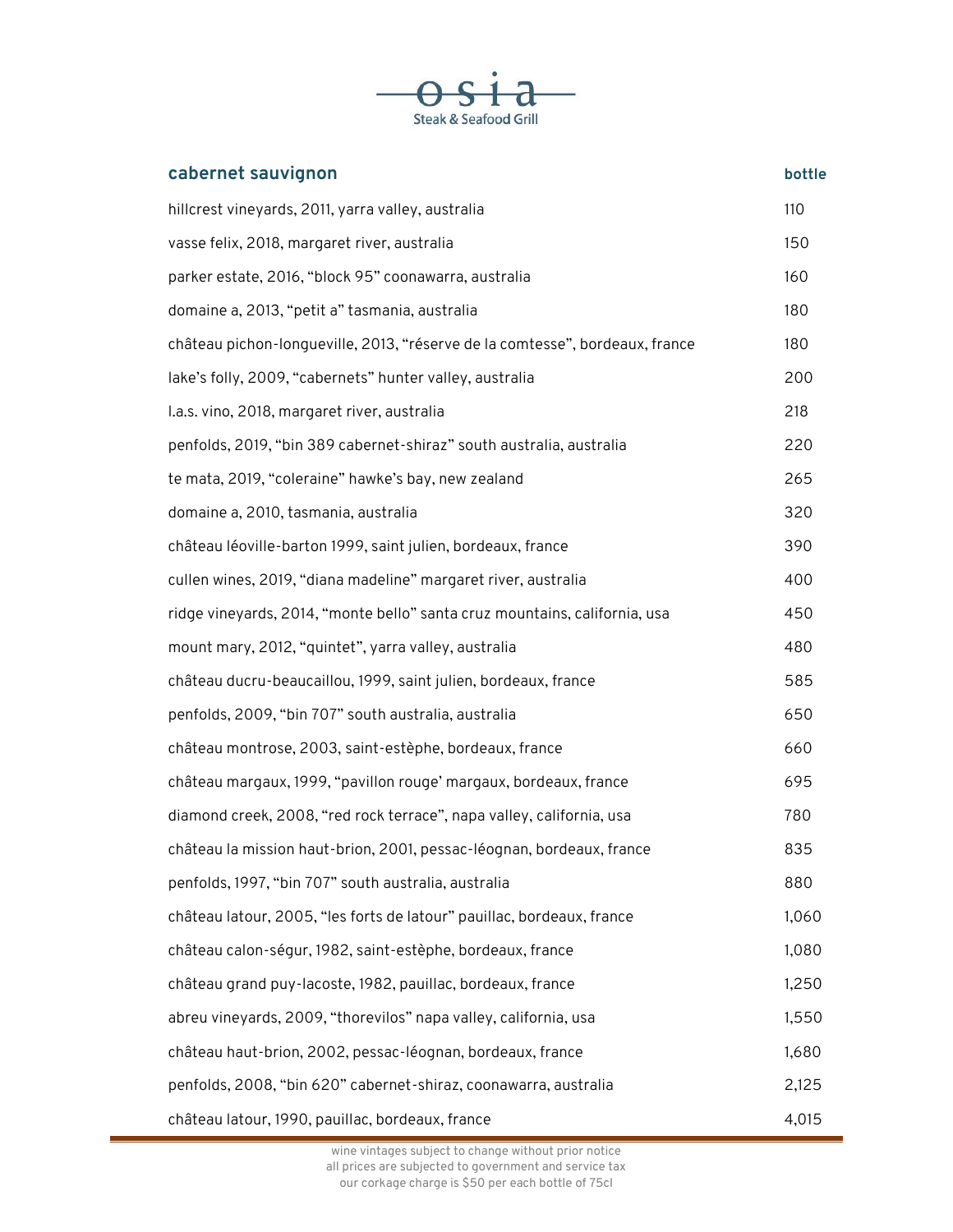# osia

Steak & Seafood Grill

| cabernet sauvignon | bottle |
|---|---|
| hillcrest vineyards, 2011, yarra valley, australia | 110 |
| vasse felix, 2018, margaret river, australia | 150 |
| parker estate, 2016, "block 95" coonawarra, australia | 160 |
| domaine a, 2013, "petit a" tasmania, australia | 180 |
| château pichon-longueville, 2013, "réserve de la comtesse", bordeaux, france | 180 |
| lake's folly, 2009, "cabernets" hunter valley, australia | 200 |
| l.a.s. vino, 2018, margaret river, australia | 218 |
| penfolds, 2019, "bin 389 cabernet-shiraz" south australia, australia | 220 |
| te mata, 2019, "coleraine" hawke's bay, new zealand | 265 |
| domaine a, 2010, tasmania, australia | 320 |
| château léoville-barton 1999, saint julien, bordeaux, france | 390 |
| cullen wines, 2019, "diana madeline" margaret river, australia | 400 |
| ridge vineyards, 2014, "monte bello" santa cruz mountains, california, usa | 450 |
| mount mary, 2012, "quintet", yarra valley, australia | 480 |
| château ducru-beaucaillou, 1999, saint julien, bordeaux, france | 585 |
| penfolds, 2009, "bin 707" south australia, australia | 650 |
| château montrose, 2003, saint-estèphe, bordeaux, france | 660 |
| château margaux, 1999, "pavillon rouge' margaux, bordeaux, france | 695 |
| diamond creek, 2008, "red rock terrace", napa valley, california, usa | 780 |
| château la mission haut-brion, 2001, pessac-léognan, bordeaux, france | 835 |
| penfolds, 1997, "bin 707" south australia, australia | 880 |
| château latour, 2005, "les forts de latour" pauillac, bordeaux, france | 1,060 |
| château calon-ségur, 1982, saint-estèphe, bordeaux, france | 1,080 |
| château grand puy-lacoste, 1982, pauillac, bordeaux, france | 1,250 |
| abreu vineyards, 2009, "thorevilos" napa valley, california, usa | 1,550 |
| château haut-brion, 2002, pessac-léognan, bordeaux, france | 1,680 |
| penfolds, 2008, "bin 620" cabernet-shiraz, coonawarra, australia | 2,125 |
| château latour, 1990, pauillac, bordeaux, france | 4,015 |

wine vintages subject to change without prior notice
all prices are subjected to government and service tax
our corkage charge is $50 per each bottle of 75cl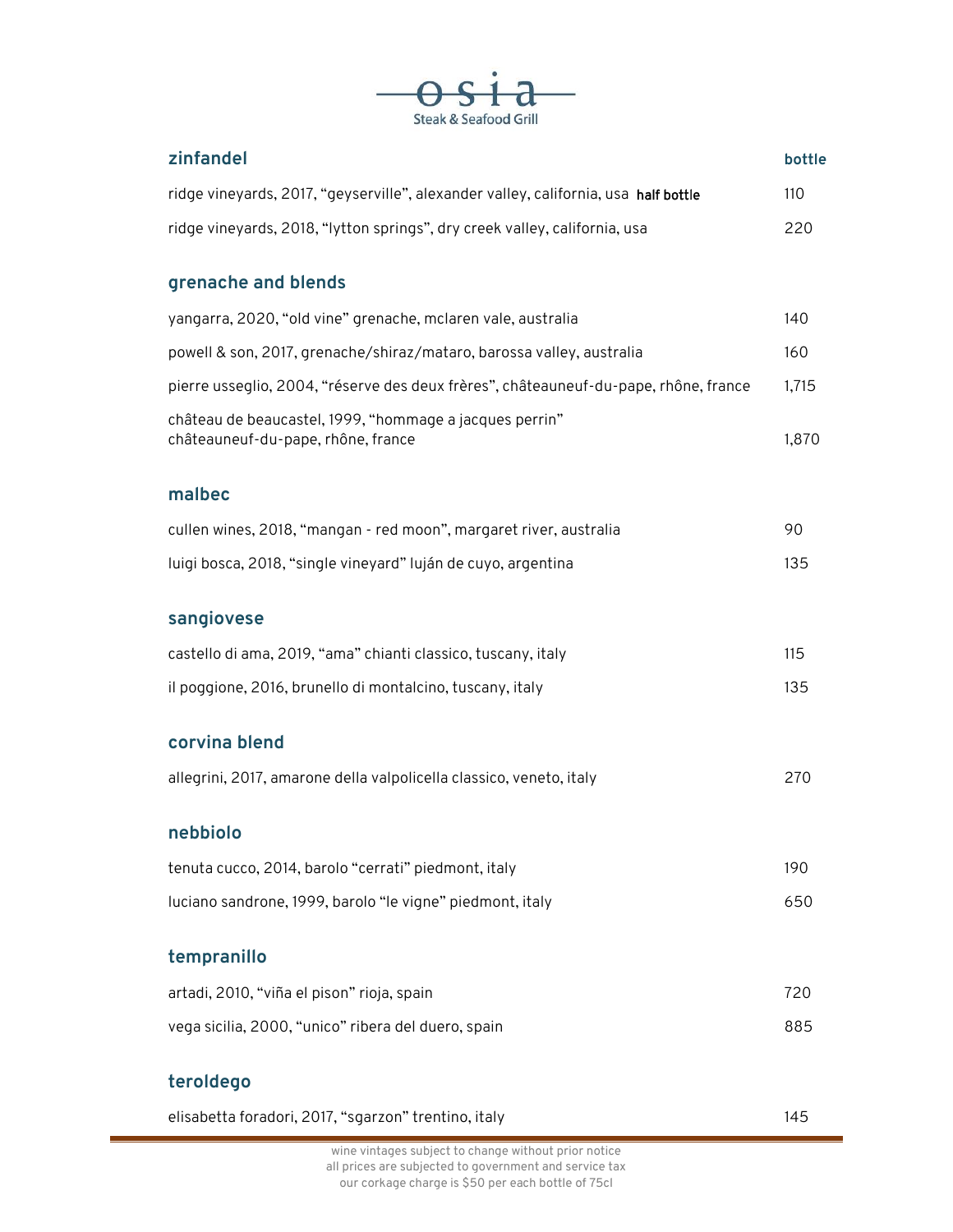# osia

Steak & Seafood Grill

| zinfandel | bottle |
| --- | --- |
| ridge vineyards, 2017, "geyserville", alexander valley, california, usa **half bottle** | 110 |
| ridge vineyards, 2018, "lytton springs", dry creek valley, california, usa | 220 |

## grenache and blends

| | |
| --- | --- |
| yangarra, 2020, "old vine" grenache, mclaren vale, australia | 140 |
| powell & son, 2017, grenache/shiraz/mataro, barossa valley, australia | 160 |
| pierre usseglio, 2004, "réserve des deux frères", châteauneuf-du-pape, rhône, france | 1,715 |
| château de beaucastel, 1999, "hommage a jacques perrin" châteauneuf-du-pape, rhône, france | 1,870 |

## malbec

| | |
| --- | --- |
| cullen wines, 2018, "mangan - red moon", margaret river, australia | 90 |
| luigi bosca, 2018, "single vineyard" luján de cuyo, argentina | 135 |

## sangiovese

| | |
| --- | --- |
| castello di ama, 2019, "ama" chianti classico, tuscany, italy | 115 |
| il poggione, 2016, brunello di montalcino, tuscany, italy | 135 |

## corvina blend

| | |
| --- | --- |
| allegrini, 2017, amarone della valpolicella classico, veneto, italy | 270 |

## nebbiolo

| | |
| --- | --- |
| tenuta cucco, 2014, barolo "cerrati" piedmont, italy | 190 |
| luciano sandrone, 1999, barolo "le vigne" piedmont, italy | 650 |

## tempranillo

| | |
| --- | --- |
| artadi, 2010, "viña el pison" rioja, spain | 720 |
| vega sicilia, 2000, "unico" ribera del duero, spain | 885 |

## teroldego

| | |
| --- | --- |
| elisabetta foradori, 2017, "sgarzon" trentino, italy | 145 |

wine vintages subject to change without prior notice
all prices are subjected to government and service tax
our corkage charge is $50 per each bottle of 75cl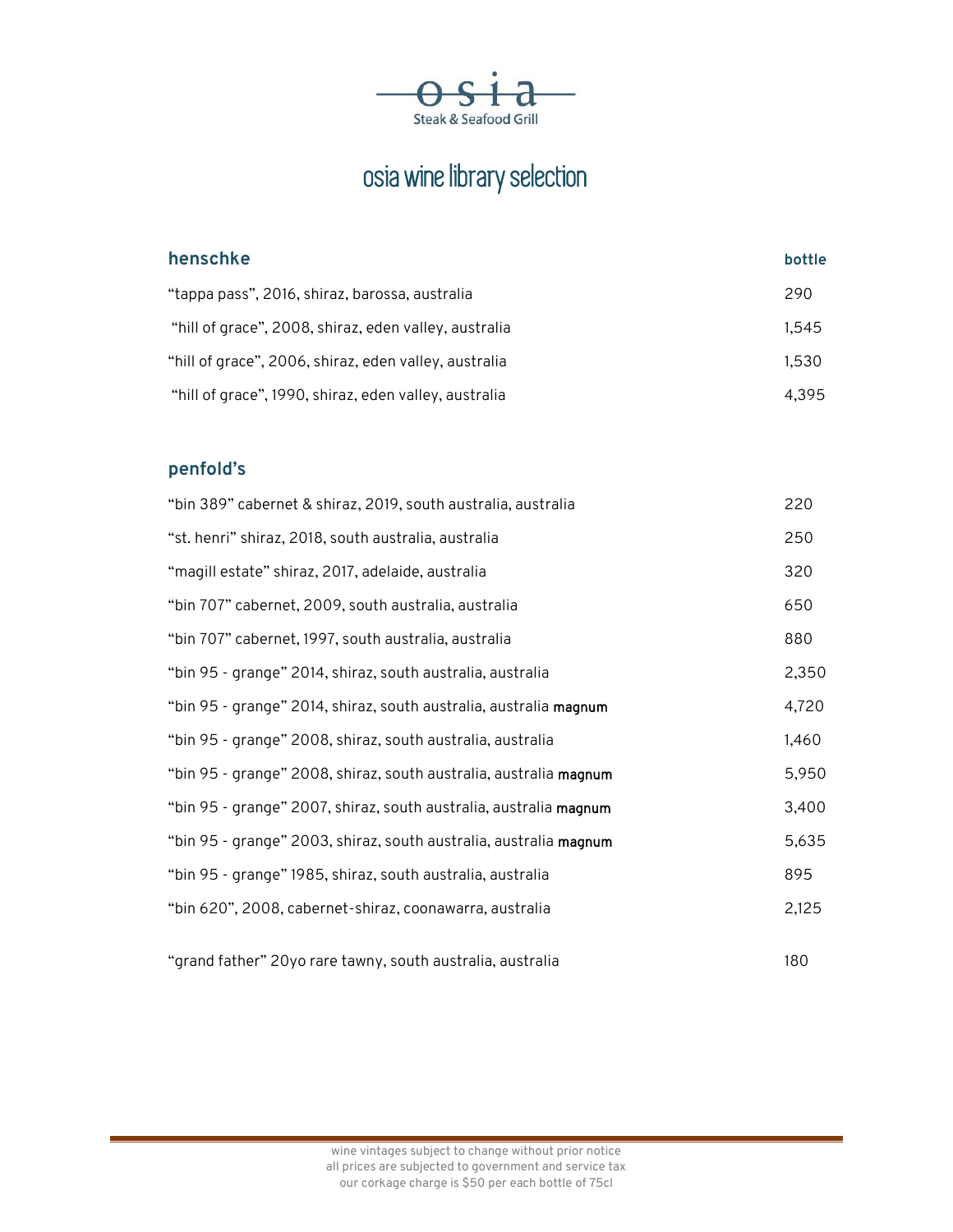# osia

Steak & Seafood Grill

## osia wine library selection

| henschke | bottle |
|---|---|
| "tappa pass", 2016, shiraz, barossa, australia | 290 |
| "hill of grace", 2008, shiraz, eden valley, australia | 1,545 |
| "hill of grace", 2006, shiraz, eden valley, australia | 1,530 |
| "hill of grace", 1990, shiraz, eden valley, australia | 4,395 |

| penfold's | |
|---|---|
| "bin 389" cabernet & shiraz, 2019, south australia, australia | 220 |
| "st. henri" shiraz, 2018, south australia, australia | 250 |
| "magill estate" shiraz, 2017, adelaide, australia | 320 |
| "bin 707" cabernet, 2009, south australia, australia | 650 |
| "bin 707" cabernet, 1997, south australia, australia | 880 |
| "bin 95 - grange" 2014, shiraz, south australia, australia | 2,350 |
| "bin 95 - grange" 2014, shiraz, south australia, australia **magnum** | 4,720 |
| "bin 95 - grange" 2008, shiraz, south australia, australia | 1,460 |
| "bin 95 - grange" 2008, shiraz, south australia, australia **magnum** | 5,950 |
| "bin 95 - grange" 2007, shiraz, south australia, australia **magnum** | 3,400 |
| "bin 95 - grange" 2003, shiraz, south australia, australia **magnum** | 5,635 |
| "bin 95 - grange" 1985, shiraz, south australia, australia | 895 |
| "bin 620", 2008, cabernet-shiraz, coonawarra, australia | 2,125 |
| "grand father" 20yo rare tawny, south australia, australia | 180 |

wine vintages subject to change without prior notice
all prices are subjected to government and service tax
our corkage charge is $50 per each bottle of 75cl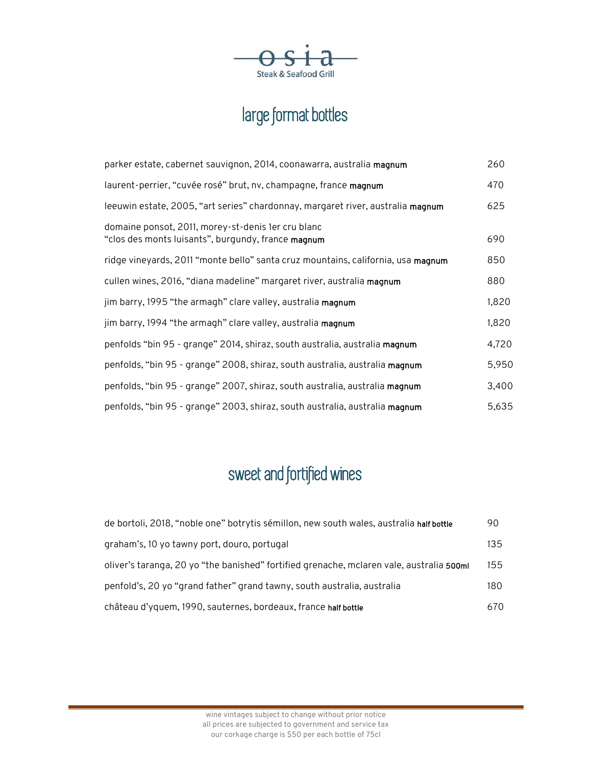osia

Steak & Seafood Grill

# large format bottles

| | |
|---|---|
| parker estate, cabernet sauvignon, 2014, coonawarra, australia **magnum** | 260 |
| laurent-perrier, "cuvée rosé" brut, nv, champagne, france **magnum** | 470 |
| leeuwin estate, 2005, "art series" chardonnay, margaret river, australia **magnum** | 625 |
| domaine ponsot, 2011, morey-st-denis 1er cru blanc "clos des monts luisants", burgundy, france **magnum** | 690 |
| ridge vineyards, 2011 "monte bello" santa cruz mountains, california, usa **magnum** | 850 |
| cullen wines, 2016, "diana madeline" margaret river, australia **magnum** | 880 |
| jim barry, 1995 "the armagh" clare valley, australia **magnum** | 1,820 |
| jim barry, 1994 "the armagh" clare valley, australia **magnum** | 1,820 |
| penfolds "bin 95 - grange" 2014, shiraz, south australia, australia **magnum** | 4,720 |
| penfolds, "bin 95 - grange" 2008, shiraz, south australia, australia **magnum** | 5,950 |
| penfolds, "bin 95 - grange" 2007, shiraz, south australia, australia **magnum** | 3,400 |
| penfolds, "bin 95 - grange" 2003, shiraz, south australia, australia **magnum** | 5,635 |

# sweet and fortified wines

| | |
|---|---|
| de bortoli, 2018, "noble one" botrytis sémillon, new south wales, australia **half bottle** | 90 |
| graham's, 10 yo tawny port, douro, portugal | 135 |
| oliver's taranga, 20 yo "the banished" fortified grenache, mclaren vale, australia **500ml** | 155 |
| penfold's, 20 yo "grand father" grand tawny, south australia, australia | 180 |
| château d'yquem, 1990, sauternes, bordeaux, france **half bottle** | 670 |

wine vintages subject to change without prior notice
all prices are subjected to government and service tax
our corkage charge is $50 per each bottle of 75cl